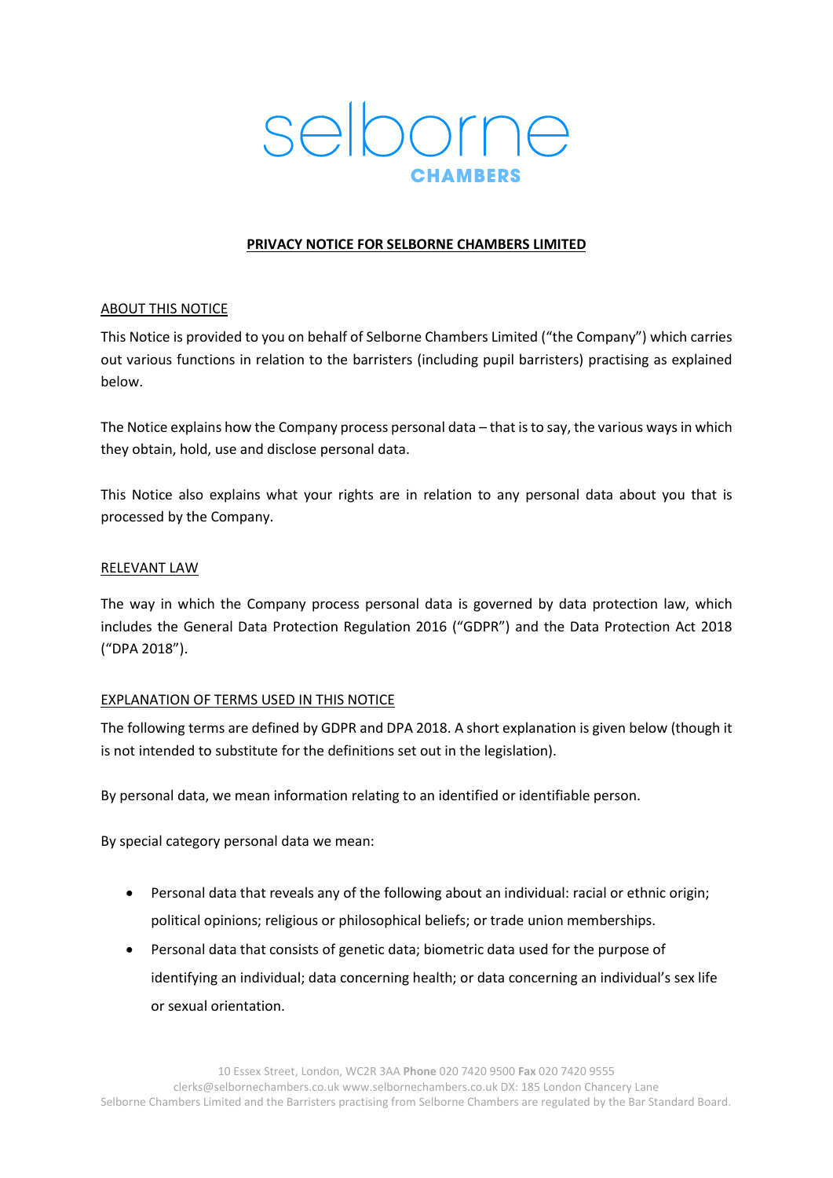selborne
CHAMBERS

# PRIVACY NOTICE FOR SELBORNE CHAMBERS LIMITED

## ABOUT THIS NOTICE

This Notice is provided to you on behalf of Selborne Chambers Limited ("the Company") which carries out various functions in relation to the barristers (including pupil barristers) practising as explained below.

The Notice explains how the Company process personal data – that is to say, the various ways in which they obtain, hold, use and disclose personal data.

This Notice also explains what your rights are in relation to any personal data about you that is processed by the Company.

## RELEVANT LAW

The way in which the Company process personal data is governed by data protection law, which includes the General Data Protection Regulation 2016 ("GDPR") and the Data Protection Act 2018 ("DPA 2018").

## EXPLANATION OF TERMS USED IN THIS NOTICE

The following terms are defined by GDPR and DPA 2018. A short explanation is given below (though it is not intended to substitute for the definitions set out in the legislation).

By personal data, we mean information relating to an identified or identifiable person.

By special category personal data we mean:

- Personal data that reveals any of the following about an individual: racial or ethnic origin; political opinions; religious or philosophical beliefs; or trade union memberships.
- Personal data that consists of genetic data; biometric data used for the purpose of identifying an individual; data concerning health; or data concerning an individual's sex life or sexual orientation.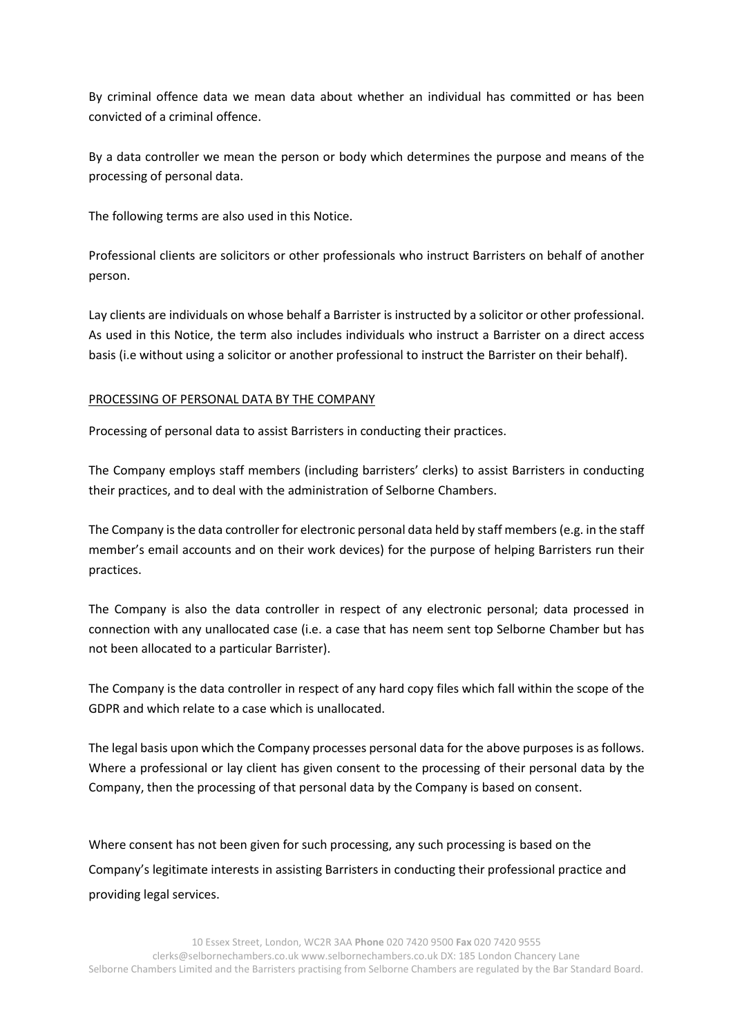By criminal offence data we mean data about whether an individual has committed or has been convicted of a criminal offence.

By a data controller we mean the person or body which determines the purpose and means of the processing of personal data.

The following terms are also used in this Notice.

Professional clients are solicitors or other professionals who instruct Barristers on behalf of another person.

Lay clients are individuals on whose behalf a Barrister is instructed by a solicitor or other professional. As used in this Notice, the term also includes individuals who instruct a Barrister on a direct access basis (i.e without using a solicitor or another professional to instruct the Barrister on their behalf).

<u>PROCESSING OF PERSONAL DATA BY THE COMPANY</u>

Processing of personal data to assist Barristers in conducting their practices.

The Company employs staff members (including barristers' clerks) to assist Barristers in conducting their practices, and to deal with the administration of Selborne Chambers.

The Company is the data controller for electronic personal data held by staff members (e.g. in the staff member's email accounts and on their work devices) for the purpose of helping Barristers run their practices.

The Company is also the data controller in respect of any electronic personal; data processed in connection with any unallocated case (i.e. a case that has neem sent top Selborne Chamber but has not been allocated to a particular Barrister).

The Company is the data controller in respect of any hard copy files which fall within the scope of the GDPR and which relate to a case which is unallocated.

The legal basis upon which the Company processes personal data for the above purposes is as follows. Where a professional or lay client has given consent to the processing of their personal data by the Company, then the processing of that personal data by the Company is based on consent.

Where consent has not been given for such processing, any such processing is based on the Company's legitimate interests in assisting Barristers in conducting their professional practice and providing legal services.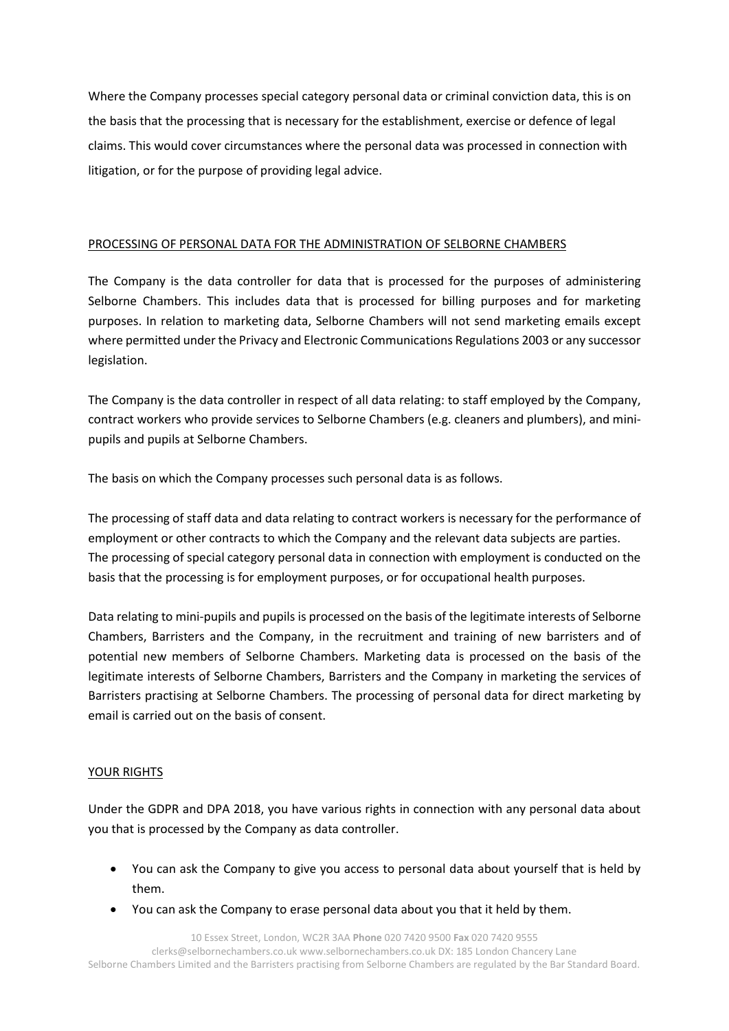Where the Company processes special category personal data or criminal conviction data, this is on the basis that the processing that is necessary for the establishment, exercise or defence of legal claims. This would cover circumstances where the personal data was processed in connection with litigation, or for the purpose of providing legal advice.

<u>PROCESSING OF PERSONAL DATA FOR THE ADMINISTRATION OF SELBORNE CHAMBERS</u>

The Company is the data controller for data that is processed for the purposes of administering Selborne Chambers. This includes data that is processed for billing purposes and for marketing purposes. In relation to marketing data, Selborne Chambers will not send marketing emails except where permitted under the Privacy and Electronic Communications Regulations 2003 or any successor legislation.

The Company is the data controller in respect of all data relating: to staff employed by the Company, contract workers who provide services to Selborne Chambers (e.g. cleaners and plumbers), and mini-pupils and pupils at Selborne Chambers.

The basis on which the Company processes such personal data is as follows.

The processing of staff data and data relating to contract workers is necessary for the performance of employment or other contracts to which the Company and the relevant data subjects are parties. The processing of special category personal data in connection with employment is conducted on the basis that the processing is for employment purposes, or for occupational health purposes.

Data relating to mini-pupils and pupils is processed on the basis of the legitimate interests of Selborne Chambers, Barristers and the Company, in the recruitment and training of new barristers and of potential new members of Selborne Chambers. Marketing data is processed on the basis of the legitimate interests of Selborne Chambers, Barristers and the Company in marketing the services of Barristers practising at Selborne Chambers. The processing of personal data for direct marketing by email is carried out on the basis of consent.

<u>YOUR RIGHTS</u>

Under the GDPR and DPA 2018, you have various rights in connection with any personal data about you that is processed by the Company as data controller.

- You can ask the Company to give you access to personal data about yourself that is held by them.
- You can ask the Company to erase personal data about you that it held by them.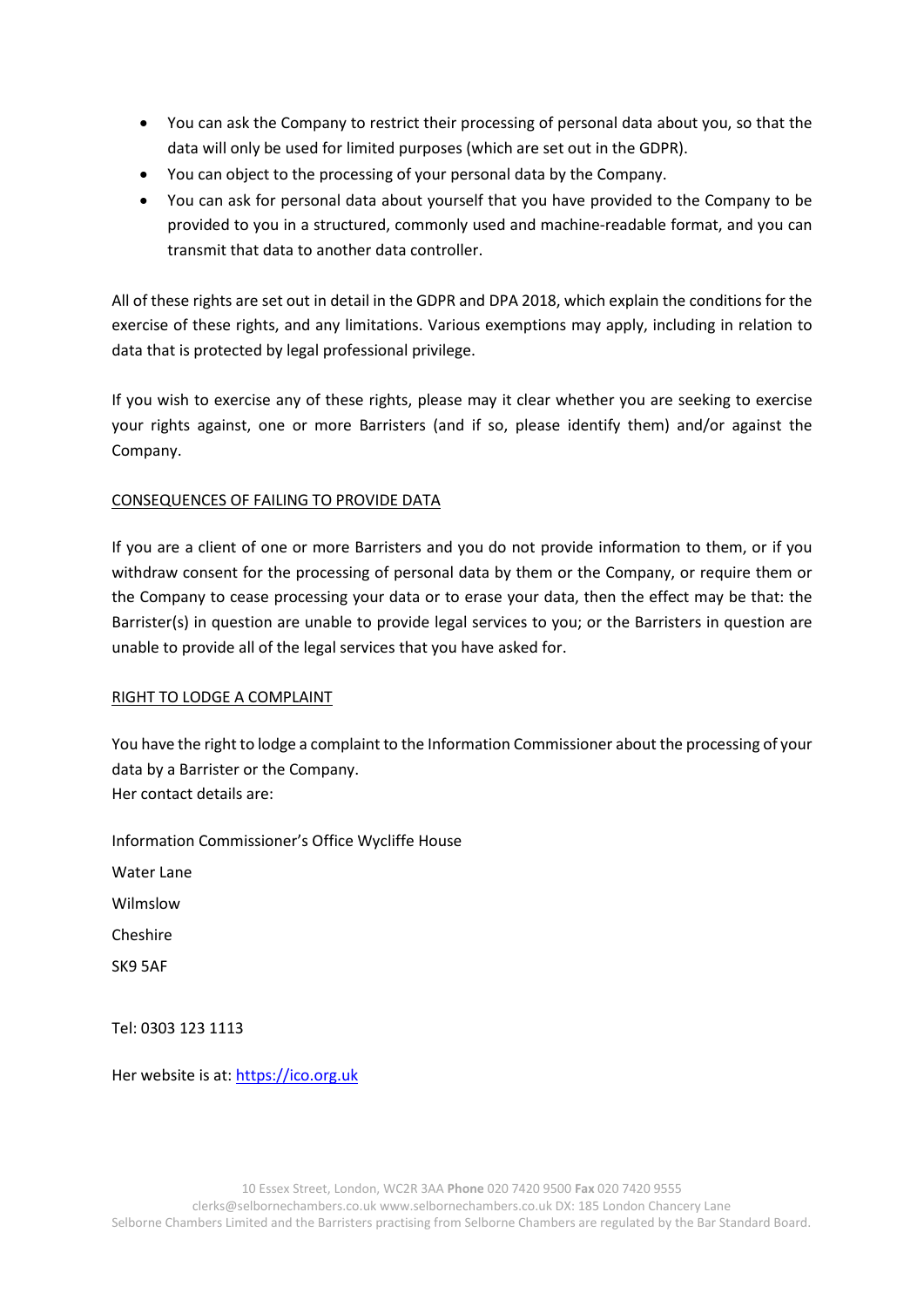- You can ask the Company to restrict their processing of personal data about you, so that the data will only be used for limited purposes (which are set out in the GDPR).
- You can object to the processing of your personal data by the Company.
- You can ask for personal data about yourself that you have provided to the Company to be provided to you in a structured, commonly used and machine-readable format, and you can transmit that data to another data controller.

All of these rights are set out in detail in the GDPR and DPA 2018, which explain the conditions for the exercise of these rights, and any limitations. Various exemptions may apply, including in relation to data that is protected by legal professional privilege.

If you wish to exercise any of these rights, please may it clear whether you are seeking to exercise your rights against, one or more Barristers (and if so, please identify them) and/or against the Company.

<u>CONSEQUENCES OF FAILING TO PROVIDE DATA</u>

If you are a client of one or more Barristers and you do not provide information to them, or if you withdraw consent for the processing of personal data by them or the Company, or require them or the Company to cease processing your data or to erase your data, then the effect may be that: the Barrister(s) in question are unable to provide legal services to you; or the Barristers in question are unable to provide all of the legal services that you have asked for.

<u>RIGHT TO LODGE A COMPLAINT</u>

You have the right to lodge a complaint to the Information Commissioner about the processing of your data by a Barrister or the Company.
Her contact details are:

Information Commissioner's Office Wycliffe House

Water Lane

Wilmslow

Cheshire

SK9 5AF

Tel: 0303 123 1113

Her website is at: https://ico.org.uk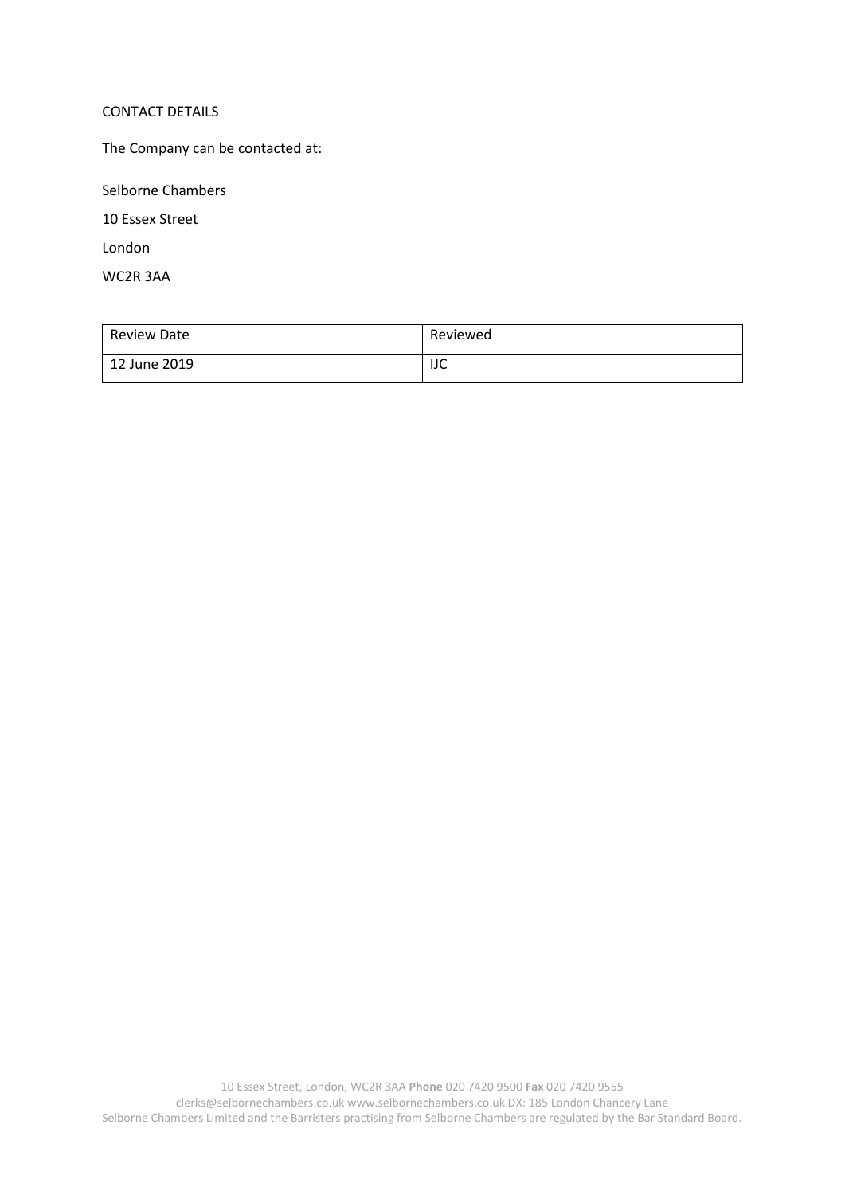CONTACT DETAILS

The Company can be contacted at:

Selborne Chambers

10 Essex Street

London

WC2R 3AA

| Review Date | Reviewed |
| --- | --- |
| 12 June 2019 | IJC |